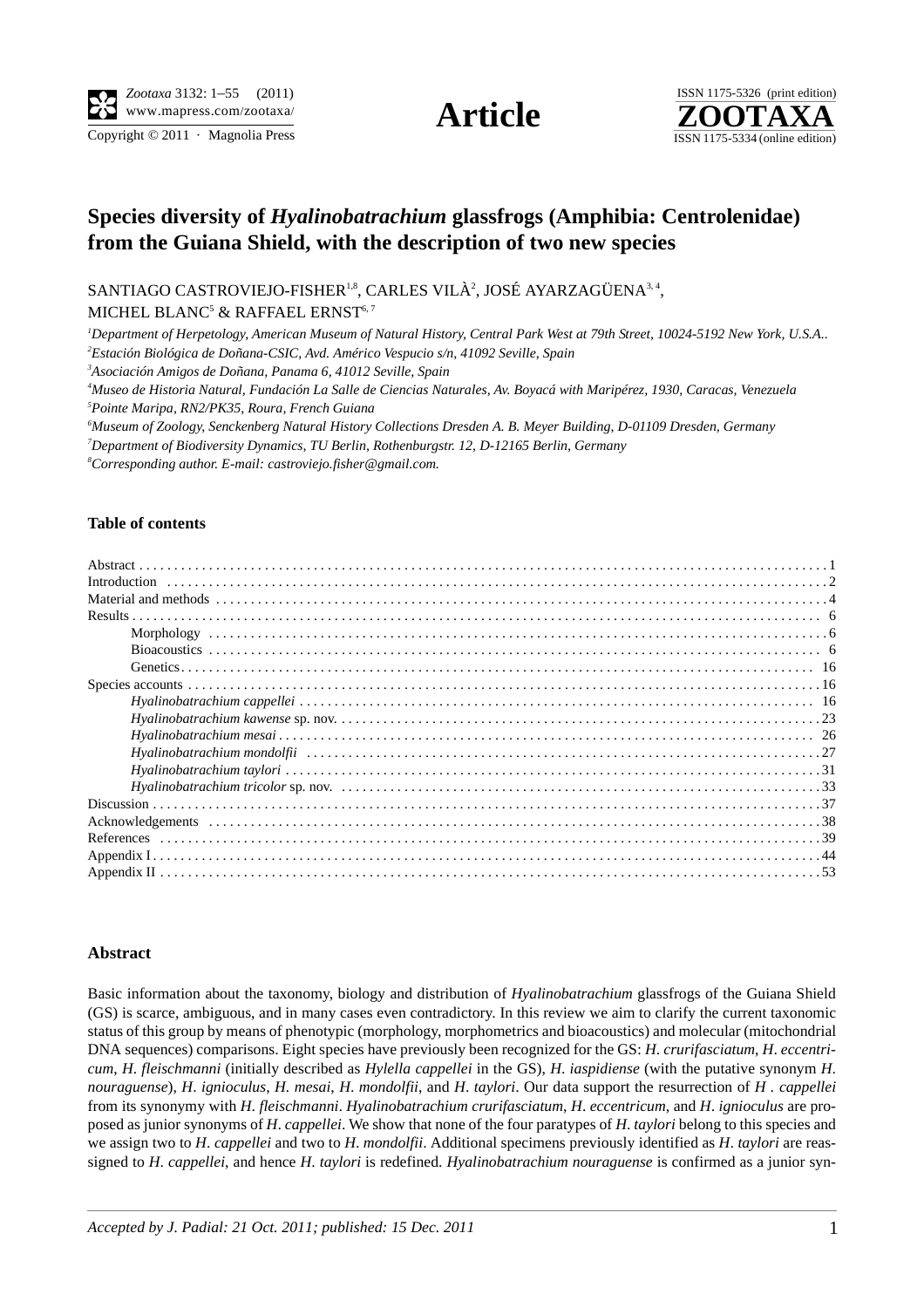# Species diversity of *Hyalinobatrachium* glassfrogs (Amphibia: Centrolenidae) from the Guiana Shield, with the description of two new species

SANTIAGO CASTROVIEJO-FISHER[1,8], CARLES VILÀ[2], JOSÉ AYARZAGÜENA[3,4], MICHEL BLANC[5] & RAFFAEL ERNST[6,7]

[1]*Department of Herpetology, American Museum of Natural History, Central Park West at 79th Street, 10024-5192 New York, U.S.A..*
[2]*Estación Biológica de Doñana-CSIC, Avd. Américo Vespucio s/n, 41092 Seville, Spain*
[3]*Asociación Amigos de Doñana, Panama 6, 41012 Seville, Spain*
[4]*Museo de Historia Natural, Fundación La Salle de Ciencias Naturales, Av. Boyacá with Maripérez, 1930, Caracas, Venezuela*
[5]*Pointe Maripa, RN2/PK35, Roura, French Guiana*
[6]*Museum of Zoology, Senckenberg Natural History Collections Dresden A. B. Meyer Building, D-01109 Dresden, Germany*
[7]*Department of Biodiversity Dynamics, TU Berlin, Rothenburgstr. 12, D-12165 Berlin, Germany*
[8]*Corresponding author. E-mail: castroviejo.fisher@gmail.com.*

## Table of contents

- Abstract . . . 1
- Introduction . . . 2
- Material and methods . . . 4
- Results . . . 6
  - Morphology . . . 6
  - Bioacoustics . . . 6
  - Genetics . . . 16
- Species accounts . . . 16
  - *Hyalinobatrachium cappellei* . . . 16
  - *Hyalinobatrachium kawense* sp. nov. . . . 23
  - *Hyalinobatrachium mesai* . . . 26
  - *Hyalinobatrachium mondolfii* . . . 27
  - *Hyalinobatrachium taylori* . . . 31
  - *Hyalinobatrachium tricolor* sp. nov. . . . 33
- Discussion . . . 37
- Acknowledgements . . . 38
- References . . . 39
- Appendix I . . . 44
- Appendix II . . . 53

## Abstract

Basic information about the taxonomy, biology and distribution of *Hyalinobatrachium* glassfrogs of the Guiana Shield (GS) is scarce, ambiguous, and in many cases even contradictory. In this review we aim to clarify the current taxonomic status of this group by means of phenotypic (morphology, morphometrics and bioacoustics) and molecular (mitochondrial DNA sequences) comparisons. Eight species have previously been recognized for the GS: *H. crurifasciatum*, *H. eccentricum*, *H. fleischmanni* (initially described as *Hylella cappellei* in the GS), *H. iaspidiense* (with the putative synonym *H. nouraguense*), *H. ignioculus*, *H. mesai*, *H. mondolfii*, and *H. taylori*. Our data support the resurrection of *H . cappellei* from its synonymy with *H. fleischmanni*. *Hyalinobatrachium crurifasciatum*, *H. eccentricum*, and *H. ignioculus* are proposed as junior synonyms of *H. cappellei*. We show that none of the four paratypes of *H. taylori* belong to this species and we assign two to *H. cappellei* and two to *H. mondolfii*. Additional specimens previously identified as *H. taylori* are reassigned to *H. cappellei*, and hence *H. taylori* is redefined. *Hyalinobatrachium nouraguense* is confirmed as a junior syn-

*Accepted by J. Padial: 21 Oct. 2011; published: 15 Dec. 2011*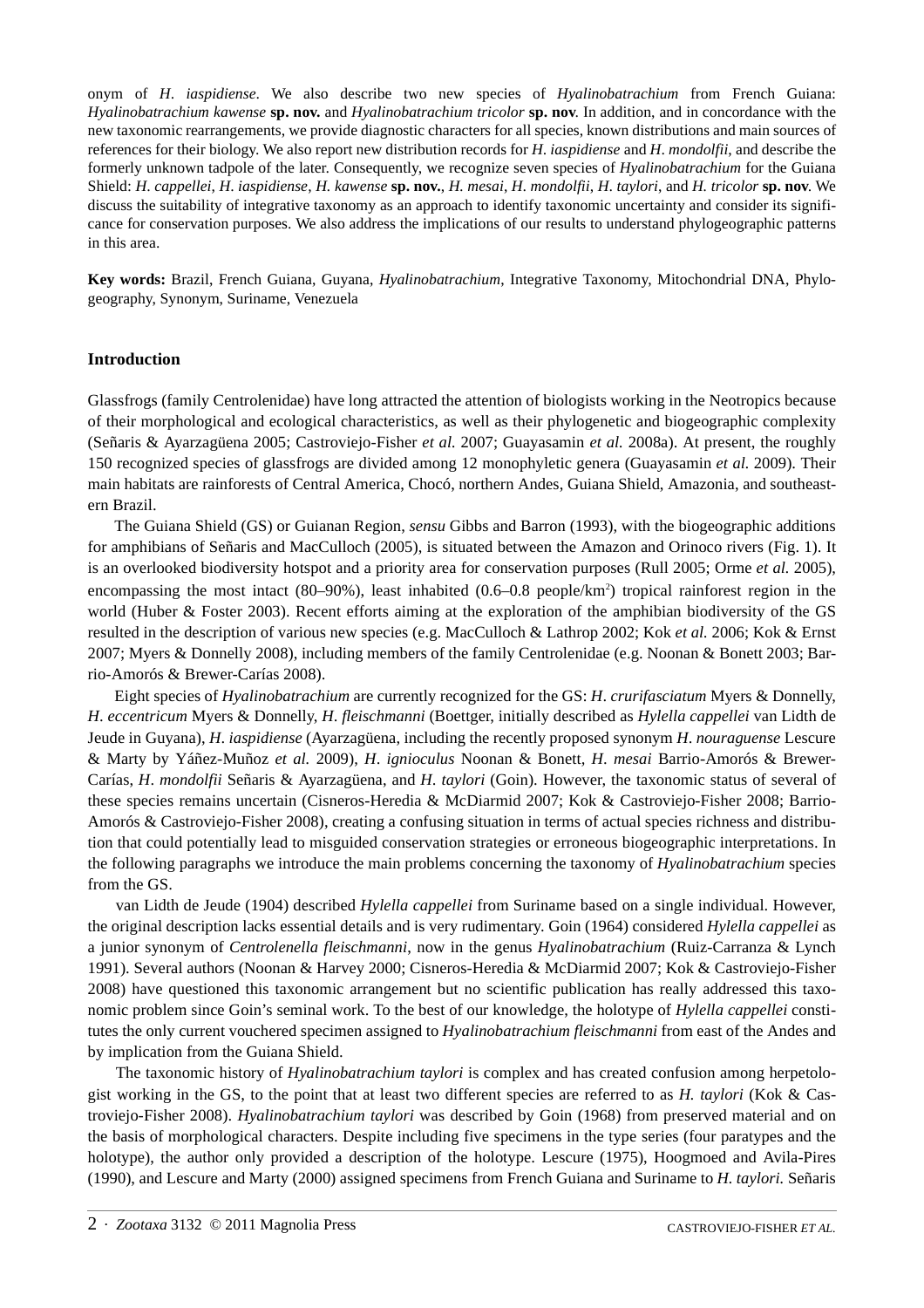onym of *H. iaspidiense*. We also describe two new species of *Hyalinobatrachium* from French Guiana: *Hyalinobatrachium kawense* **sp. nov.** and *Hyalinobatrachium tricolor* **sp. nov**. In addition, and in concordance with the new taxonomic rearrangements, we provide diagnostic characters for all species, known distributions and main sources of references for their biology. We also report new distribution records for *H. iaspidiense* and *H. mondolfii*, and describe the formerly unknown tadpole of the later. Consequently, we recognize seven species of *Hyalinobatrachium* for the Guiana Shield: *H. cappellei*, *H. iaspidiense*, *H. kawense* **sp. nov.**, *H. mesai*, *H. mondolfii*, *H. taylori*, and *H. tricolor* **sp. nov**. We discuss the suitability of integrative taxonomy as an approach to identify taxonomic uncertainty and consider its significance for conservation purposes. We also address the implications of our results to understand phylogeographic patterns in this area.

**Key words:** Brazil, French Guiana, Guyana, *Hyalinobatrachium*, Integrative Taxonomy, Mitochondrial DNA, Phylogeography, Synonym, Suriname, Venezuela

## Introduction

Glassfrogs (family Centrolenidae) have long attracted the attention of biologists working in the Neotropics because of their morphological and ecological characteristics, as well as their phylogenetic and biogeographic complexity (Señaris & Ayarzagüena 2005; Castroviejo-Fisher *et al.* 2007; Guayasamin *et al.* 2008a). At present, the roughly 150 recognized species of glassfrogs are divided among 12 monophyletic genera (Guayasamin *et al.* 2009). Their main habitats are rainforests of Central America, Chocó, northern Andes, Guiana Shield, Amazonia, and southeastern Brazil.

The Guiana Shield (GS) or Guianan Region, *sensu* Gibbs and Barron (1993), with the biogeographic additions for amphibians of Señaris and MacCulloch (2005), is situated between the Amazon and Orinoco rivers (Fig. 1). It is an overlooked biodiversity hotspot and a priority area for conservation purposes (Rull 2005; Orme *et al.* 2005), encompassing the most intact (80–90%), least inhabited (0.6–0.8 people/km$^2$) tropical rainforest region in the world (Huber & Foster 2003). Recent efforts aiming at the exploration of the amphibian biodiversity of the GS resulted in the description of various new species (e.g. MacCulloch & Lathrop 2002; Kok *et al.* 2006; Kok & Ernst 2007; Myers & Donnelly 2008), including members of the family Centrolenidae (e.g. Noonan & Bonett 2003; Barrio-Amorós & Brewer-Carías 2008).

Eight species of *Hyalinobatrachium* are currently recognized for the GS: *H. crurifasciatum* Myers & Donnelly, *H. eccentricum* Myers & Donnelly, *H. fleischmanni* (Boettger, initially described as *Hylella cappellei* van Lidth de Jeude in Guyana), *H. iaspidiense* (Ayarzagüena, including the recently proposed synonym *H. nouraguense* Lescure & Marty by Yáñez-Muñoz *et al.* 2009), *H. ignioculus* Noonan & Bonett, *H. mesai* Barrio-Amorós & Brewer-Carías, *H. mondolfii* Señaris & Ayarzagüena, and *H. taylori* (Goin). However, the taxonomic status of several of these species remains uncertain (Cisneros-Heredia & McDiarmid 2007; Kok & Castroviejo-Fisher 2008; Barrio-Amorós & Castroviejo-Fisher 2008), creating a confusing situation in terms of actual species richness and distribution that could potentially lead to misguided conservation strategies or erroneous biogeographic interpretations. In the following paragraphs we introduce the main problems concerning the taxonomy of *Hyalinobatrachium* species from the GS.

van Lidth de Jeude (1904) described *Hylella cappellei* from Suriname based on a single individual. However, the original description lacks essential details and is very rudimentary. Goin (1964) considered *Hylella cappellei* as a junior synonym of *Centrolenella fleischmanni*, now in the genus *Hyalinobatrachium* (Ruiz-Carranza & Lynch 1991). Several authors (Noonan & Harvey 2000; Cisneros-Heredia & McDiarmid 2007; Kok & Castroviejo-Fisher 2008) have questioned this taxonomic arrangement but no scientific publication has really addressed this taxonomic problem since Goin's seminal work. To the best of our knowledge, the holotype of *Hylella cappellei* constitutes the only current vouchered specimen assigned to *Hyalinobatrachium fleischmanni* from east of the Andes and by implication from the Guiana Shield.

The taxonomic history of *Hyalinobatrachium taylori* is complex and has created confusion among herpetologist working in the GS, to the point that at least two different species are referred to as *H. taylori* (Kok & Castroviejo-Fisher 2008). *Hyalinobatrachium taylori* was described by Goin (1968) from preserved material and on the basis of morphological characters. Despite including five specimens in the type series (four paratypes and the holotype), the author only provided a description of the holotype. Lescure (1975), Hoogmoed and Avila-Pires (1990), and Lescure and Marty (2000) assigned specimens from French Guiana and Suriname to *H. taylori.* Señaris